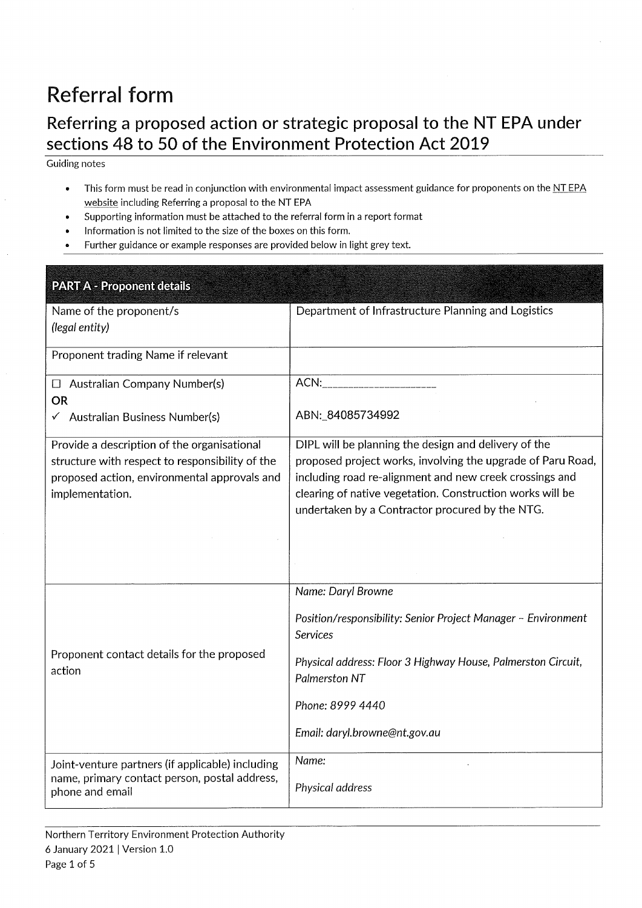# Referral form

## Referring a proposed action or strategic proposal to the NT EPA under sections 48 to 50 of the Environment Protection Act 2019

Guiding notes

- This form must be read in conjunction with environmental impact assessment guidance for proponents on the NT EPA website including Referring a proposal to the NT EPA
- Supporting information must be attached to the referral form in a report format
- Information is not limited to the size of the boxes on this form.
- Further guidance or example responses are provided below in light grey text.

| PART A - Proponent details | |
|---|---|
| Name of the proponent/s *(legal entity)* | Department of Infrastructure Planning and Logistics |
| Proponent trading Name if relevant | |
| ☐ Australian Company Number(s) **OR** ✓ Australian Business Number(s) | ACN:____________________ <br> ABN:_84085734992 |
| Provide a description of the organisational structure with respect to responsibility of the proposed action, environmental approvals and implementation. | DIPL will be planning the design and delivery of the proposed project works, involving the upgrade of Paru Road, including road re-alignment and new creek crossings and clearing of native vegetation. Construction works will be undertaken by a Contractor procured by the NTG. |
| Proponent contact details for the proposed action | *Name: Daryl Browne* <br> *Position/responsibility: Senior Project Manager – Environment Services* <br> *Physical address: Floor 3 Highway House, Palmerston Circuit, Palmerston NT* <br> *Phone: 8999 4440* <br> *Email: daryl.browne@nt.gov.au* |
| Joint-venture partners (if applicable) including name, primary contact person, postal address, phone and email | *Name:* <br> *Physical address* |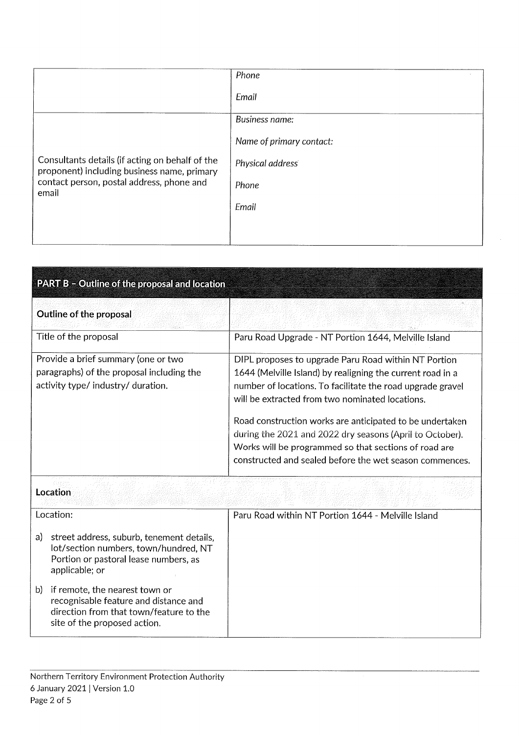| | |
|---|---|
| | *Phone*<br><br>*Email* |
| Consultants details (if acting on behalf of the proponent) including business name, primary contact person, postal address, phone and email | *Business name:*<br><br>*Name of primary contact:*<br><br>*Physical address*<br><br>*Phone*<br><br>*Email* |

| **PART B – Outline of the proposal and location** | |
|---|---|
| **Outline of the proposal** | |
| Title of the proposal | Paru Road Upgrade - NT Portion 1644, Melville Island |
| Provide a brief summary (one or two paragraphs) of the proposal including the activity type/ industry/ duration. | DIPL proposes to upgrade Paru Road within NT Portion 1644 (Melville Island) by realigning the current road in a number of locations. To facilitate the road upgrade gravel will be extracted from two nominated locations.<br><br>Road construction works are anticipated to be undertaken during the 2021 and 2022 dry seasons (April to October). Works will be programmed so that sections of road are constructed and sealed before the wet season commences. |
| **Location** | |
| Location:<br><br>a) street address, suburb, tenement details, lot/section numbers, town/hundred, NT Portion or pastoral lease numbers, as applicable; or<br><br>b) if remote, the nearest town or recognisable feature and distance and direction from that town/feature to the site of the proposed action. | Paru Road within NT Portion 1644 - Melville Island |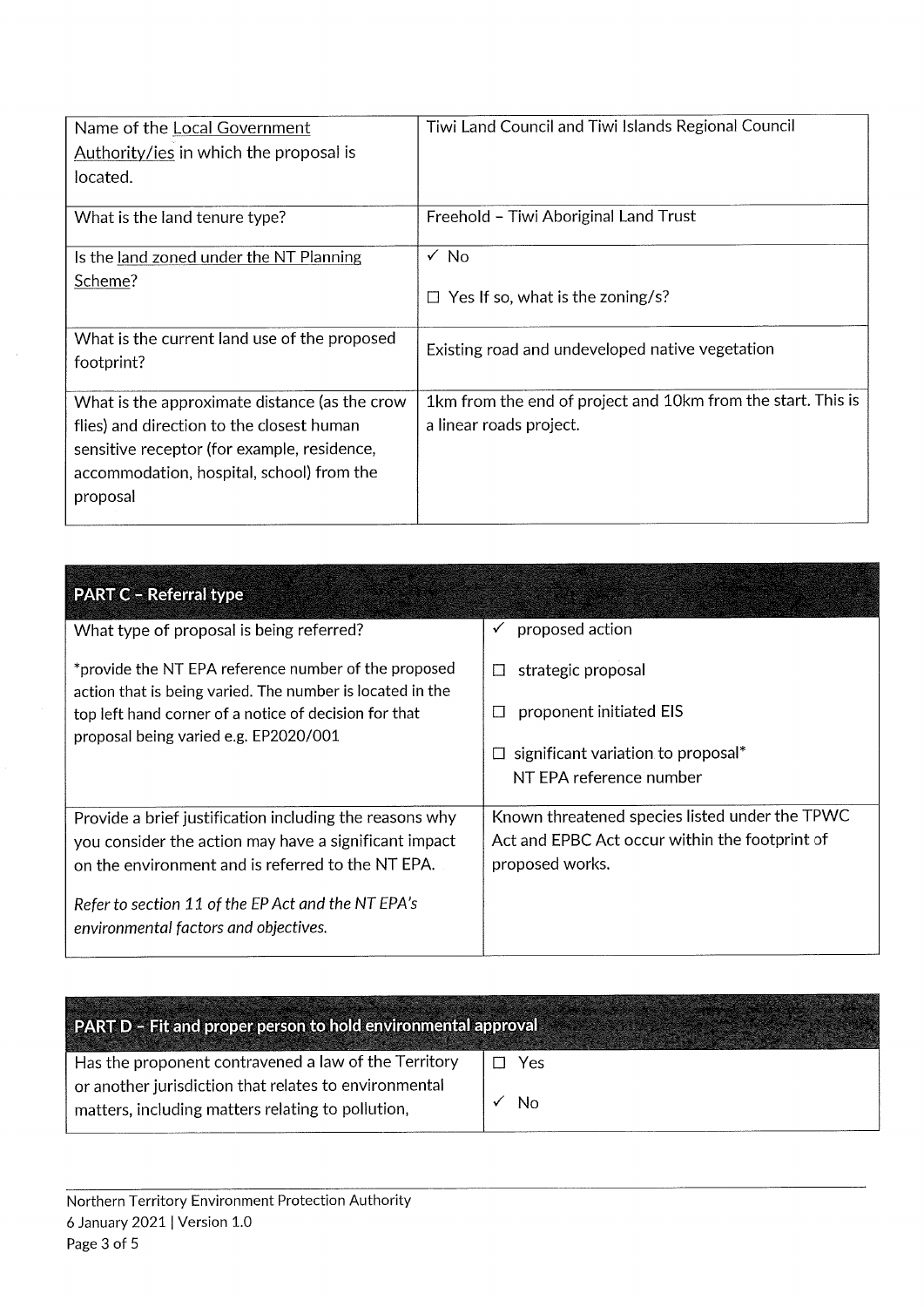| | |
|---|---|
| Name of the Local Government Authority/ies in which the proposal is located. | Tiwi Land Council and Tiwi Islands Regional Council |
| What is the land tenure type? | Freehold – Tiwi Aboriginal Land Trust |
| Is the land zoned under the NT Planning Scheme? | ✓ No<br><br>☐ Yes If so, what is the zoning/s? |
| What is the current land use of the proposed footprint? | Existing road and undeveloped native vegetation |
| What is the approximate distance (as the crow flies) and direction to the closest human sensitive receptor (for example, residence, accommodation, hospital, school) from the proposal | 1km from the end of project and 10km from the start. This is a linear roads project. |

| PART C – Referral type | |
|---|---|
| What type of proposal is being referred?<br><br>*provide the NT EPA reference number of the proposed action that is being varied. The number is located in the top left hand corner of a notice of decision for that proposal being varied e.g. EP2020/001 | ✓ proposed action<br><br>☐ strategic proposal<br><br>☐ proponent initiated EIS<br><br>☐ significant variation to proposal*<br>NT EPA reference number |
| Provide a brief justification including the reasons why you consider the action may have a significant impact on the environment and is referred to the NT EPA.<br><br>*Refer to section 11 of the EP Act and the NT EPA's environmental factors and objectives.* | Known threatened species listed under the TPWC Act and EPBC Act occur within the footprint of proposed works. |

| PART D – Fit and proper person to hold environmental approval | |
|---|---|
| Has the proponent contravened a law of the Territory or another jurisdiction that relates to environmental matters, including matters relating to pollution, | ☐ Yes<br><br>✓ No |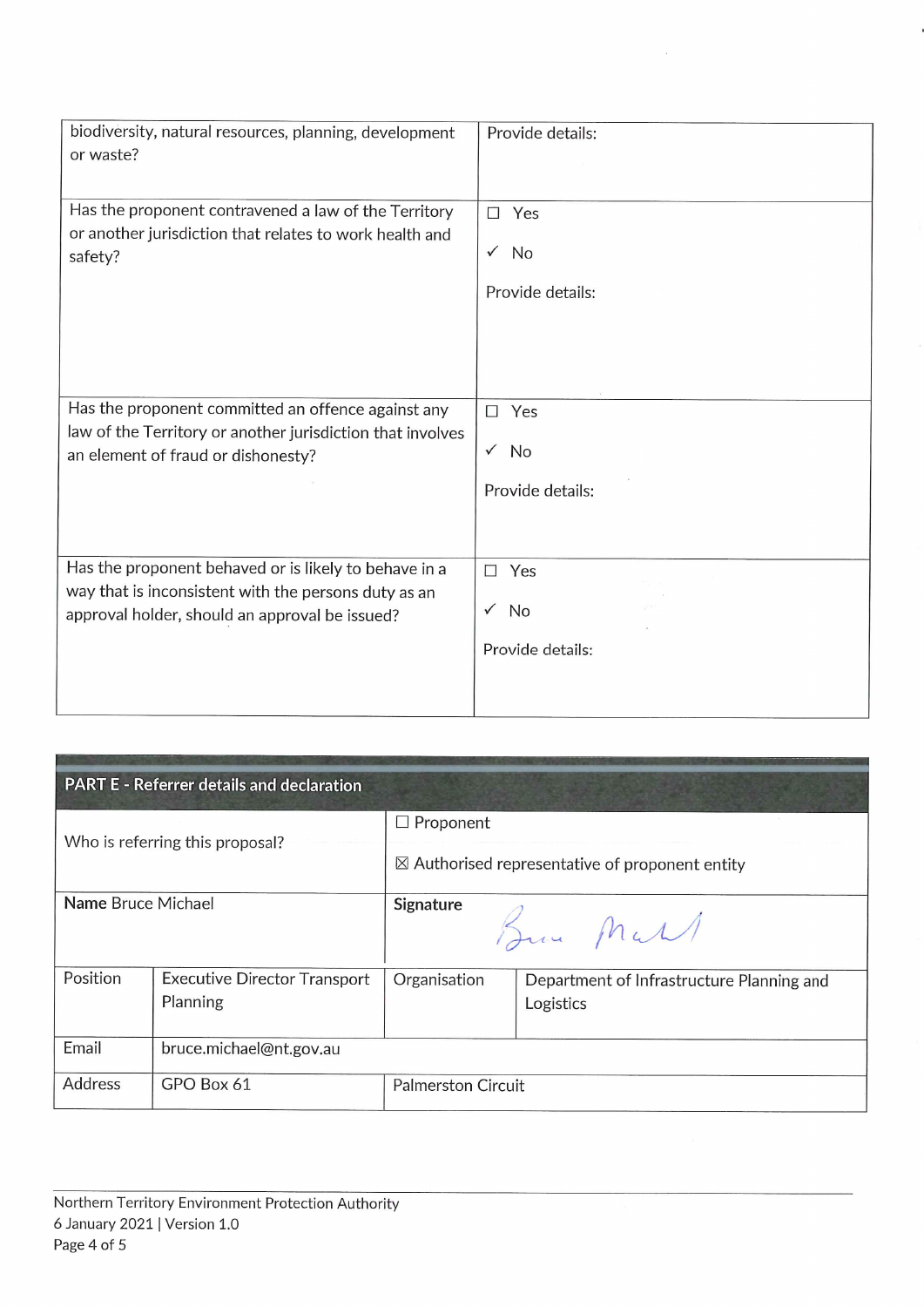| | |
|---|---|
| biodiversity, natural resources, planning, development or waste? | Provide details: |
| Has the proponent contravened a law of the Territory or another jurisdiction that relates to work health and safety? | ☐ Yes<br>✓ No<br>Provide details: |
| Has the proponent committed an offence against any law of the Territory or another jurisdiction that involves an element of fraud or dishonesty? | ☐ Yes<br>✓ No<br>Provide details: |
| Has the proponent behaved or is likely to behave in a way that is inconsistent with the persons duty as an approval holder, should an approval be issued? | ☐ Yes<br>✓ No<br>Provide details: |

## PART E - Referrer details and declaration

| | | | |
|---|---|---|---|
| Who is referring this proposal? | | ☐ Proponent<br>☒ Authorised representative of proponent entity | |
| **Name** Bruce Michael | | **Signature** [signature] | |
| Position | Executive Director Transport Planning | Organisation | Department of Infrastructure Planning and Logistics |
| Email | bruce.michael@nt.gov.au | | |
| Address | GPO Box 61 | Palmerston Circuit | |

Northern Territory Environment Protection Authority
6 January 2021 | Version 1.0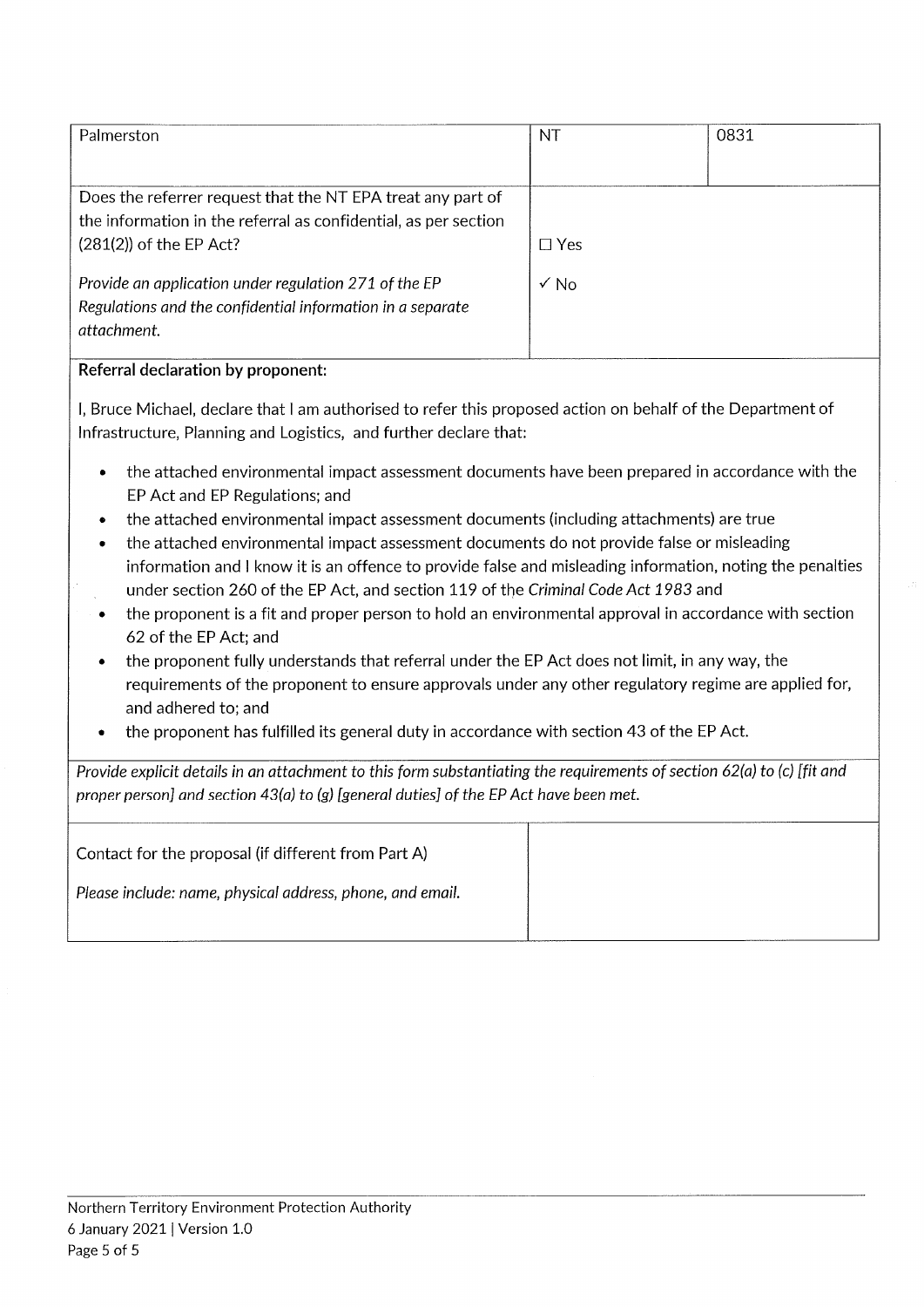| | | |
|---|---|---|
| Palmerston | NT | 0831 |
| Does the referrer request that the NT EPA treat any part of the information in the referral as confidential, as per section (281(2)) of the EP Act?<br><br>*Provide an application under regulation 271 of the EP Regulations and the confidential information in a separate attachment.* | ☐ Yes<br><br>✓ No | |

**Referral declaration by proponent:**

I, Bruce Michael, declare that I am authorised to refer this proposed action on behalf of the Department of Infrastructure, Planning and Logistics, and further declare that:

- the attached environmental impact assessment documents have been prepared in accordance with the EP Act and EP Regulations; and
- the attached environmental impact assessment documents (including attachments) are true
- the attached environmental impact assessment documents do not provide false or misleading information and I know it is an offence to provide false and misleading information, noting the penalties under section 260 of the EP Act, and section 119 of the *Criminal Code Act 1983* and
- the proponent is a fit and proper person to hold an environmental approval in accordance with section 62 of the EP Act; and
- the proponent fully understands that referral under the EP Act does not limit, in any way, the requirements of the proponent to ensure approvals under any other regulatory regime are applied for, and adhered to; and
- the proponent has fulfilled its general duty in accordance with section 43 of the EP Act.

*Provide explicit details in an attachment to this form substantiating the requirements of section 62(a) to (c) [fit and proper person] and section 43(a) to (g) [general duties] of the EP Act have been met.*

| | |
|---|---|
| Contact for the proposal (if different from Part A)<br><br>*Please include: name, physical address, phone, and email.* | |